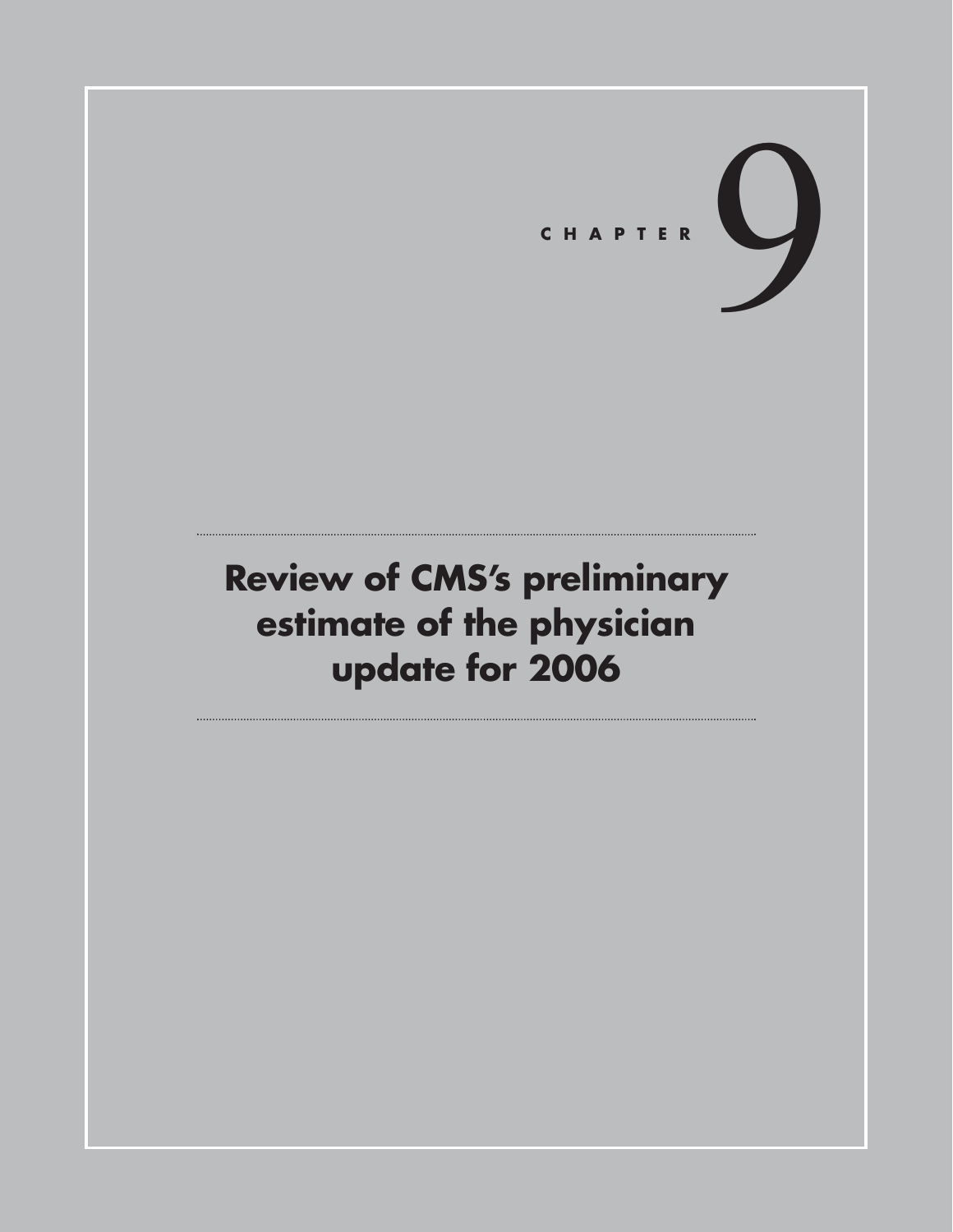CHAPTER 9

# Review of CMS's preliminary estimate of the physician update for 2006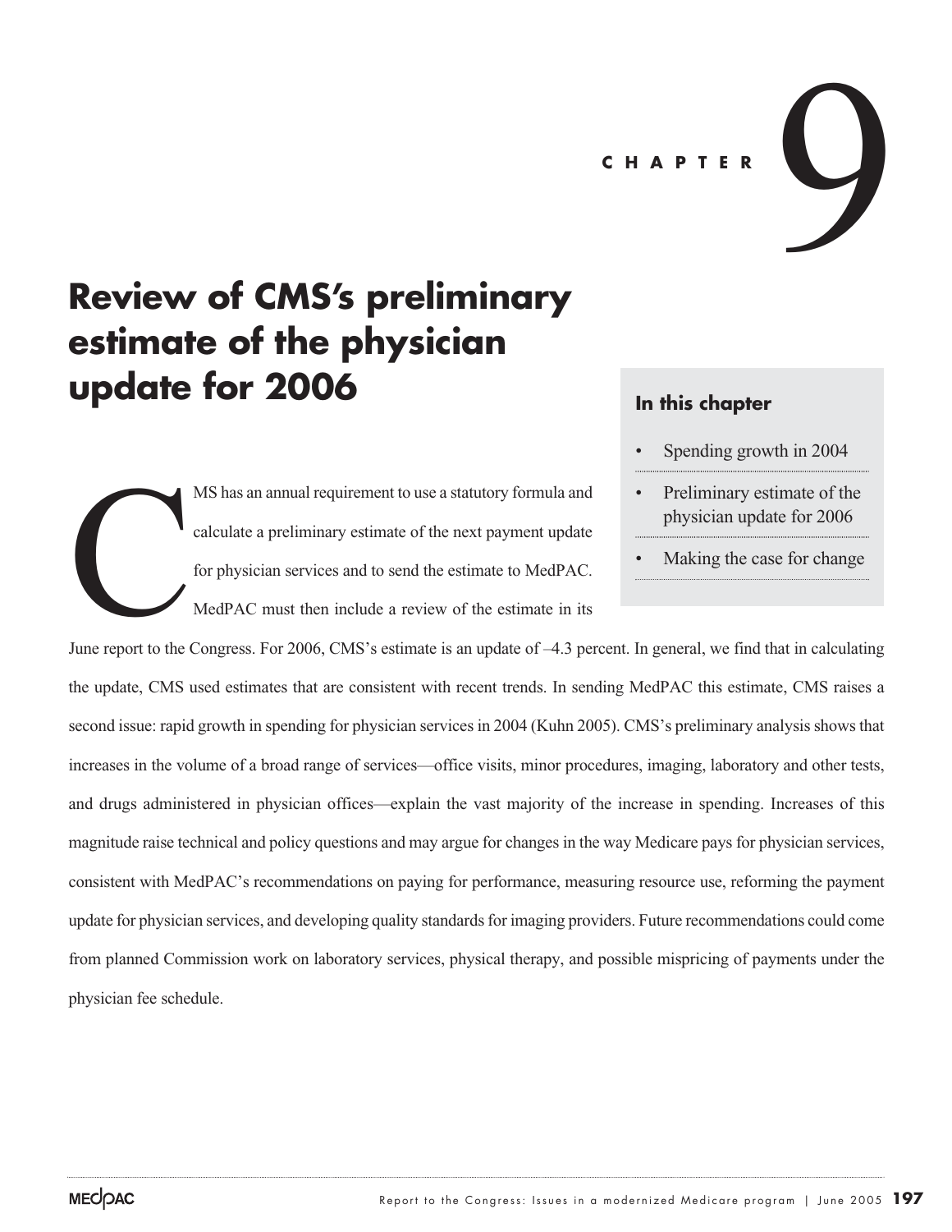C H A P T E R 9

# Review of CMS's preliminary estimate of the physician update for 2006

### In this chapter

- Spending growth in 2004
- Preliminary estimate of the physician update for 2006
- Making the case for change

CMS has an annual requirement to use a statutory formula and calculate a preliminary estimate of the next payment update for physician services and to send the estimate to MedPAC. MedPAC must then include a review of the estimate in its June report to the Congress. For 2006, CMS's estimate is an update of –4.3 percent. In general, we find that in calculating the update, CMS used estimates that are consistent with recent trends. In sending MedPAC this estimate, CMS raises a second issue: rapid growth in spending for physician services in 2004 (Kuhn 2005). CMS's preliminary analysis shows that increases in the volume of a broad range of services—office visits, minor procedures, imaging, laboratory and other tests, and drugs administered in physician offices—explain the vast majority of the increase in spending. Increases of this magnitude raise technical and policy questions and may argue for changes in the way Medicare pays for physician services, consistent with MedPAC's recommendations on paying for performance, measuring resource use, reforming the payment update for physician services, and developing quality standards for imaging providers. Future recommendations could come from planned Commission work on laboratory services, physical therapy, and possible mispricing of payments under the physician fee schedule.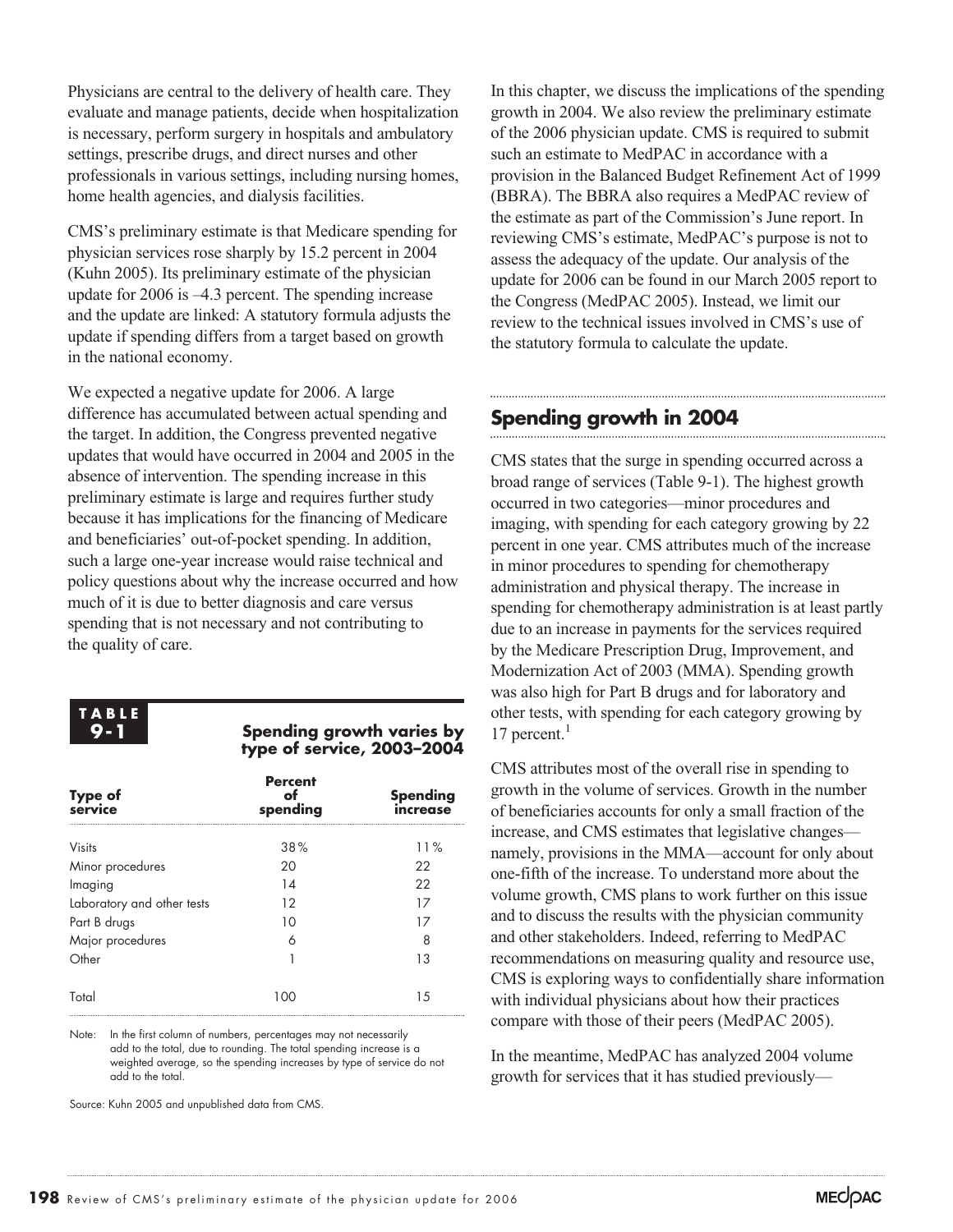Physicians are central to the delivery of health care. They evaluate and manage patients, decide when hospitalization is necessary, perform surgery in hospitals and ambulatory settings, prescribe drugs, and direct nurses and other professionals in various settings, including nursing homes, home health agencies, and dialysis facilities.

CMS's preliminary estimate is that Medicare spending for physician services rose sharply by 15.2 percent in 2004 (Kuhn 2005). Its preliminary estimate of the physician update for 2006 is –4.3 percent. The spending increase and the update are linked: A statutory formula adjusts the update if spending differs from a target based on growth in the national economy.

We expected a negative update for 2006. A large difference has accumulated between actual spending and the target. In addition, the Congress prevented negative updates that would have occurred in 2004 and 2005 in the absence of intervention. The spending increase in this preliminary estimate is large and requires further study because it has implications for the financing of Medicare and beneficiaries' out-of-pocket spending. In addition, such a large one-year increase would raise technical and policy questions about why the increase occurred and how much of it is due to better diagnosis and care versus spending that is not necessary and not contributing to the quality of care.

**TABLE 9-1**

**Spending growth varies by type of service, 2003–2004**

| Type of service | Percent of spending | Spending increase |
|---|---|---|
| Visits | 38% | 11% |
| Minor procedures | 20 | 22 |
| Imaging | 14 | 22 |
| Laboratory and other tests | 12 | 17 |
| Part B drugs | 10 | 17 |
| Major procedures | 6 | 8 |
| Other | 1 | 13 |
| Total | 100 | 15 |

Note: In the first column of numbers, percentages may not necessarily add to the total, due to rounding. The total spending increase is a weighted average, so the spending increases by type of service do not add to the total.

Source: Kuhn 2005 and unpublished data from CMS.

In this chapter, we discuss the implications of the spending growth in 2004. We also review the preliminary estimate of the 2006 physician update. CMS is required to submit such an estimate to MedPAC in accordance with a provision in the Balanced Budget Refinement Act of 1999 (BBRA). The BBRA also requires a MedPAC review of the estimate as part of the Commission's June report. In reviewing CMS's estimate, MedPAC's purpose is not to assess the adequacy of the update. Our analysis of the update for 2006 can be found in our March 2005 report to the Congress (MedPAC 2005). Instead, we limit our review to the technical issues involved in CMS's use of the statutory formula to calculate the update.

## Spending growth in 2004

CMS states that the surge in spending occurred across a broad range of services (Table 9-1). The highest growth occurred in two categories—minor procedures and imaging, with spending for each category growing by 22 percent in one year. CMS attributes much of the increase in minor procedures to spending for chemotherapy administration and physical therapy. The increase in spending for chemotherapy administration is at least partly due to an increase in payments for the services required by the Medicare Prescription Drug, Improvement, and Modernization Act of 2003 (MMA). Spending growth was also high for Part B drugs and for laboratory and other tests, with spending for each category growing by 17 percent.[1]

CMS attributes most of the overall rise in spending to growth in the volume of services. Growth in the number of beneficiaries accounts for only a small fraction of the increase, and CMS estimates that legislative changes—namely, provisions in the MMA—account for only about one-fifth of the increase. To understand more about the volume growth, CMS plans to work further on this issue and to discuss the results with the physician community and other stakeholders. Indeed, referring to MedPAC recommendations on measuring quality and resource use, CMS is exploring ways to confidentially share information with individual physicians about how their practices compare with those of their peers (MedPAC 2005).

In the meantime, MedPAC has analyzed 2004 volume growth for services that it has studied previously—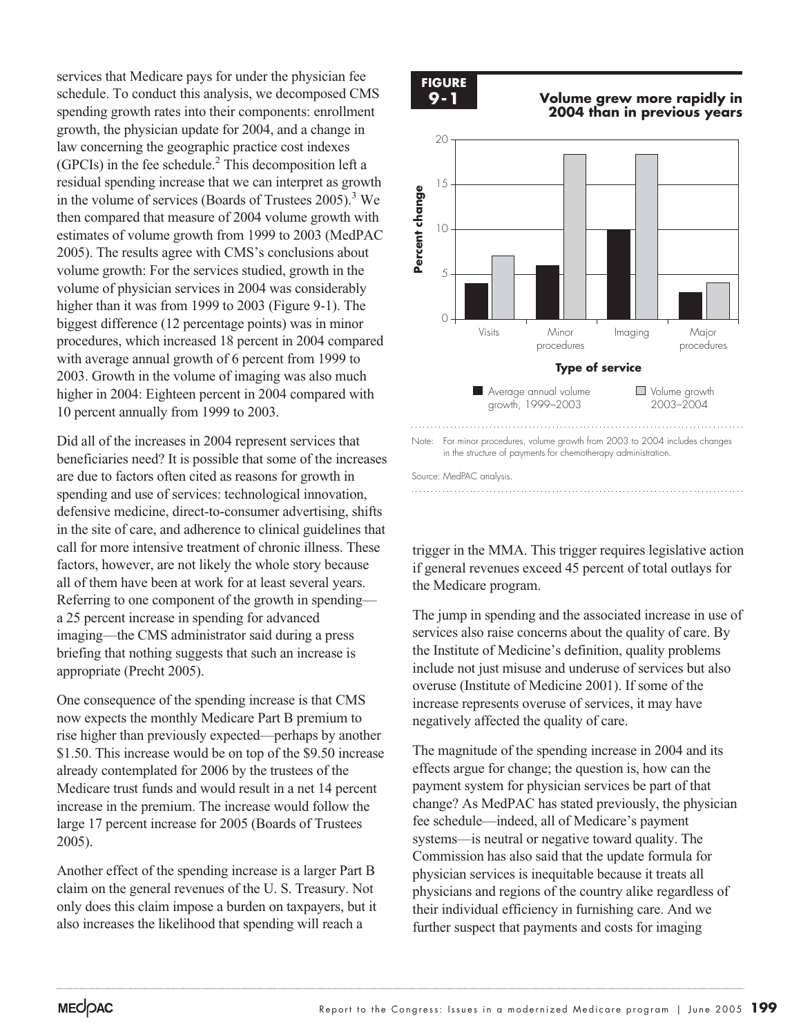services that Medicare pays for under the physician fee schedule. To conduct this analysis, we decomposed CMS spending growth rates into their components: enrollment growth, the physician update for 2004, and a change in law concerning the geographic practice cost indexes (GPCIs) in the fee schedule.[2] This decomposition left a residual spending increase that we can interpret as growth in the volume of services (Boards of Trustees 2005).[3] We then compared that measure of 2004 volume growth with estimates of volume growth from 1999 to 2003 (MedPAC 2005). The results agree with CMS's conclusions about volume growth: For the services studied, growth in the volume of physician services in 2004 was considerably higher than it was from 1999 to 2003 (Figure 9-1). The biggest difference (12 percentage points) was in minor procedures, which increased 18 percent in 2004 compared with average annual growth of 6 percent from 1999 to 2003. Growth in the volume of imaging was also much higher in 2004: Eighteen percent in 2004 compared with 10 percent annually from 1999 to 2003.

**FIGURE 9-1**

**Volume grew more rapidly in 2004 than in previous years**

| Type of service | Average annual volume growth, 1999–2003 (percent change) | Volume growth 2003–2004 (percent change) |
|---|---|---|
| Visits | 4 | 7 |
| Minor procedures | 6 | 18 |
| Imaging | 10 | 18 |
| Major procedures | 3 | 4 |

Note: For minor procedures, volume growth from 2003 to 2004 includes changes in the structure of payments for chemotherapy administration.

Source: MedPAC analysis.

Did all of the increases in 2004 represent services that beneficiaries need? It is possible that some of the increases are due to factors often cited as reasons for growth in spending and use of services: technological innovation, defensive medicine, direct-to-consumer advertising, shifts in the site of care, and adherence to clinical guidelines that call for more intensive treatment of chronic illness. These factors, however, are not likely the whole story because all of them have been at work for at least several years. Referring to one component of the growth in spending—a 25 percent increase in spending for advanced imaging—the CMS administrator said during a press briefing that nothing suggests that such an increase is appropriate (Precht 2005).

One consequence of the spending increase is that CMS now expects the monthly Medicare Part B premium to rise higher than previously expected—perhaps by another $1.50. This increase would be on top of the $9.50 increase already contemplated for 2006 by the trustees of the Medicare trust funds and would result in a net 14 percent increase in the premium. The increase would follow the large 17 percent increase for 2005 (Boards of Trustees 2005).

Another effect of the spending increase is a larger Part B claim on the general revenues of the U. S. Treasury. Not only does this claim impose a burden on taxpayers, but it also increases the likelihood that spending will reach a trigger in the MMA. This trigger requires legislative action if general revenues exceed 45 percent of total outlays for the Medicare program.

The jump in spending and the associated increase in use of services also raise concerns about the quality of care. By the Institute of Medicine's definition, quality problems include not just misuse and underuse of services but also overuse (Institute of Medicine 2001). If some of the increase represents overuse of services, it may have negatively affected the quality of care.

The magnitude of the spending increase in 2004 and its effects argue for change; the question is, how can the payment system for physician services be part of that change? As MedPAC has stated previously, the physician fee schedule—indeed, all of Medicare's payment systems—is neutral or negative toward quality. The Commission has also said that the update formula for physician services is inequitable because it treats all physicians and regions of the country alike regardless of their individual efficiency in furnishing care. And we further suspect that payments and costs for imaging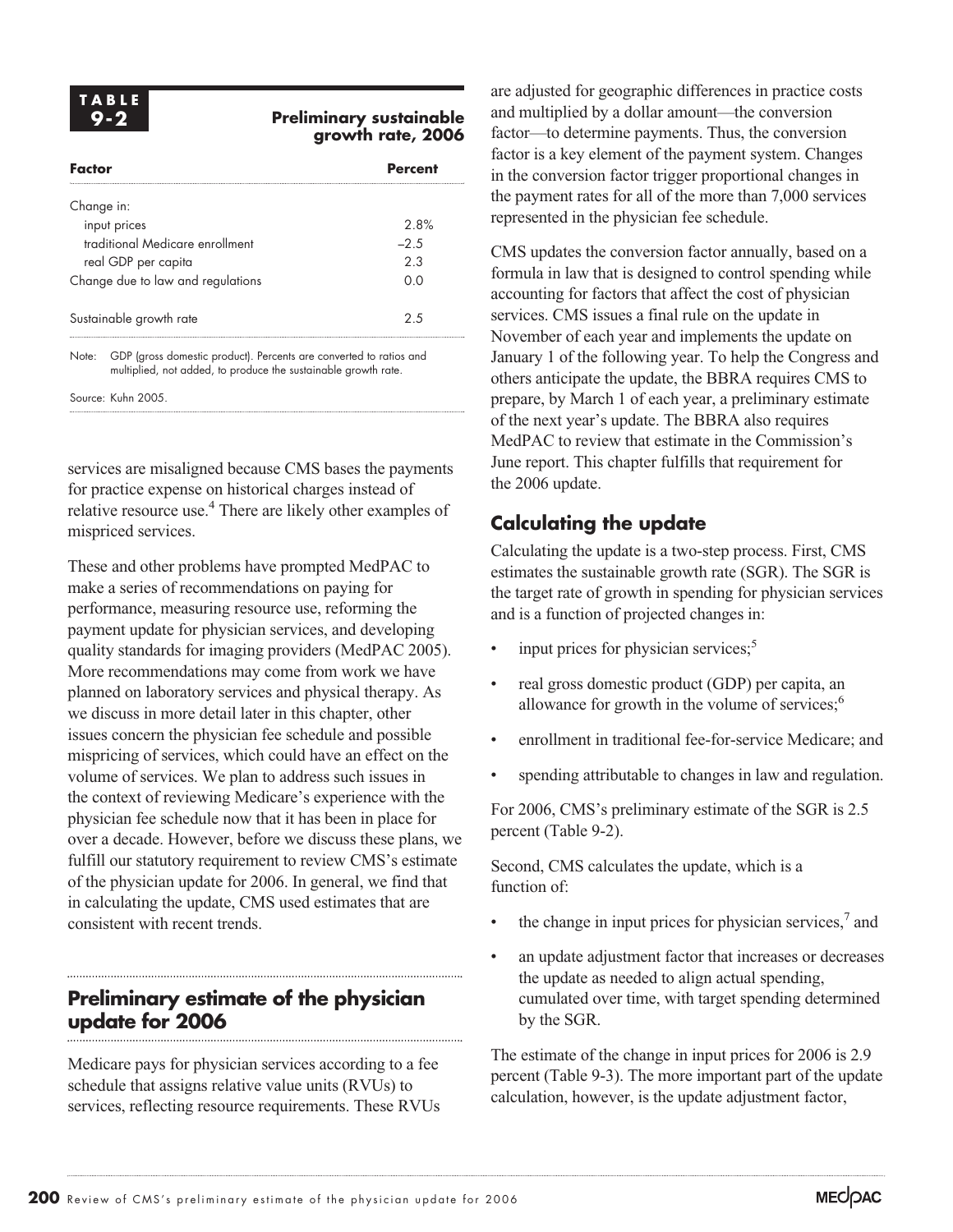**TABLE 9-2 Preliminary sustainable growth rate, 2006**

| Factor | Percent |
|---|---|
| Change in: | |
| input prices | 2.8% |
| traditional Medicare enrollment | –2.5 |
| real GDP per capita | 2.3 |
| Change due to law and regulations | 0.0 |
| Sustainable growth rate | 2.5 |

Note: GDP (gross domestic product). Percents are converted to ratios and multiplied, not added, to produce the sustainable growth rate.

Source: Kuhn 2005.

services are misaligned because CMS bases the payments for practice expense on historical charges instead of relative resource use.[4] There are likely other examples of mispriced services.

These and other problems have prompted MedPAC to make a series of recommendations on paying for performance, measuring resource use, reforming the payment update for physician services, and developing quality standards for imaging providers (MedPAC 2005). More recommendations may come from work we have planned on laboratory services and physical therapy. As we discuss in more detail later in this chapter, other issues concern the physician fee schedule and possible mispricing of services, which could have an effect on the volume of services. We plan to address such issues in the context of reviewing Medicare's experience with the physician fee schedule now that it has been in place for over a decade. However, before we discuss these plans, we fulfill our statutory requirement to review CMS's estimate of the physician update for 2006. In general, we find that in calculating the update, CMS used estimates that are consistent with recent trends.

## Preliminary estimate of the physician update for 2006

Medicare pays for physician services according to a fee schedule that assigns relative value units (RVUs) to services, reflecting resource requirements. These RVUs are adjusted for geographic differences in practice costs and multiplied by a dollar amount—the conversion factor—to determine payments. Thus, the conversion factor is a key element of the payment system. Changes in the conversion factor trigger proportional changes in the payment rates for all of the more than 7,000 services represented in the physician fee schedule.

CMS updates the conversion factor annually, based on a formula in law that is designed to control spending while accounting for factors that affect the cost of physician services. CMS issues a final rule on the update in November of each year and implements the update on January 1 of the following year. To help the Congress and others anticipate the update, the BBRA requires CMS to prepare, by March 1 of each year, a preliminary estimate of the next year's update. The BBRA also requires MedPAC to review that estimate in the Commission's June report. This chapter fulfills that requirement for the 2006 update.

### Calculating the update

Calculating the update is a two-step process. First, CMS estimates the sustainable growth rate (SGR). The SGR is the target rate of growth in spending for physician services and is a function of projected changes in:

- input prices for physician services;[5]
- real gross domestic product (GDP) per capita, an allowance for growth in the volume of services;[6]
- enrollment in traditional fee-for-service Medicare; and
- spending attributable to changes in law and regulation.

For 2006, CMS's preliminary estimate of the SGR is 2.5 percent (Table 9-2).

Second, CMS calculates the update, which is a function of:

- the change in input prices for physician services,[7] and
- an update adjustment factor that increases or decreases the update as needed to align actual spending, cumulated over time, with target spending determined by the SGR.

The estimate of the change in input prices for 2006 is 2.9 percent (Table 9-3). The more important part of the update calculation, however, is the update adjustment factor,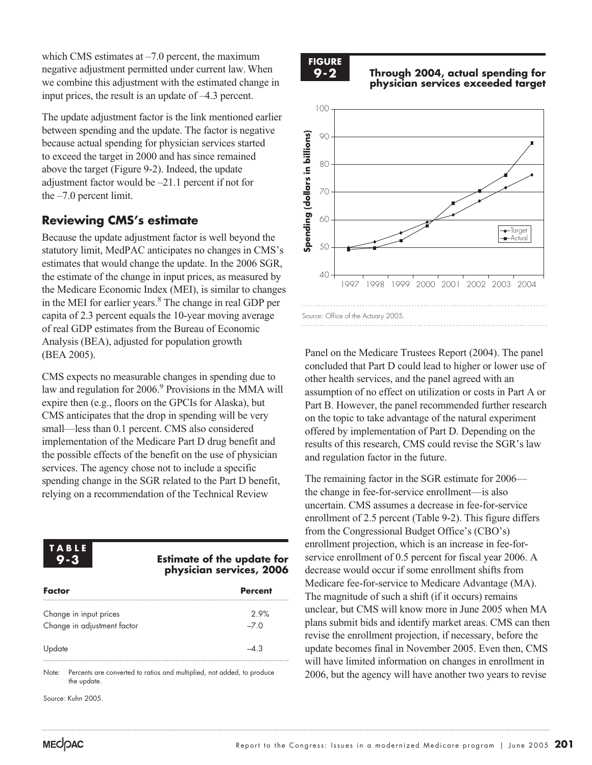which CMS estimates at –7.0 percent, the maximum negative adjustment permitted under current law. When we combine this adjustment with the estimated change in input prices, the result is an update of –4.3 percent.

The update adjustment factor is the link mentioned earlier between spending and the update. The factor is negative because actual spending for physician services started to exceed the target in 2000 and has since remained above the target (Figure 9-2). Indeed, the update adjustment factor would be –21.1 percent if not for the –7.0 percent limit.

## Reviewing CMS's estimate

Because the update adjustment factor is well beyond the statutory limit, MedPAC anticipates no changes in CMS's estimates that would change the update. In the 2006 SGR, the estimate of the change in input prices, as measured by the Medicare Economic Index (MEI), is similar to changes in the MEI for earlier years.[8] The change in real GDP per capita of 2.3 percent equals the 10-year moving average of real GDP estimates from the Bureau of Economic Analysis (BEA), adjusted for population growth (BEA 2005).

CMS expects no measurable changes in spending due to law and regulation for 2006.[9] Provisions in the MMA will expire then (e.g., floors on the GPCIs for Alaska), but CMS anticipates that the drop in spending will be very small—less than 0.1 percent. CMS also considered implementation of the Medicare Part D drug benefit and the possible effects of the benefit on the use of physician services. The agency chose not to include a specific spending change in the SGR related to the Part D benefit, relying on a recommendation of the Technical Review Panel on the Medicare Trustees Report (2004). The panel concluded that Part D could lead to higher or lower use of other health services, and the panel agreed with an assumption of no effect on utilization or costs in Part A or Part B. However, the panel recommended further research on the topic to take advantage of the natural experiment offered by implementation of Part D. Depending on the results of this research, CMS could revise the SGR's law and regulation factor in the future.

The remaining factor in the SGR estimate for 2006—the change in fee-for-service enrollment—is also uncertain. CMS assumes a decrease in fee-for-service enrollment of 2.5 percent (Table 9-2). This figure differs from the Congressional Budget Office's (CBO's) enrollment projection, which is an increase in fee-for-service enrollment of 0.5 percent for fiscal year 2006. A decrease would occur if some enrollment shifts from Medicare fee-for-service to Medicare Advantage (MA). The magnitude of such a shift (if it occurs) remains unclear, but CMS will know more in June 2005 when MA plans submit bids and identify market areas. CMS can then revise the enrollment projection, if necessary, before the update becomes final in November 2005. Even then, CMS will have limited information on changes in enrollment in 2006, but the agency will have another two years to revise

**FIGURE 9-2** **Through 2004, actual spending for physician services exceeded target**

Spending (dollars in billions), 1997–2004: Target vs. Actual

Source: Office of the Actuary 2005.

**TABLE 9-3** **Estimate of the update for physician services, 2006**

| Factor | Percent |
|---|---|
| Change in input prices | 2.9% |
| Change in adjustment factor | –7.0 |
| Update | –4.3 |

Note: Percents are converted to ratios and multiplied, not added, to produce the update.

Source: Kuhn 2005.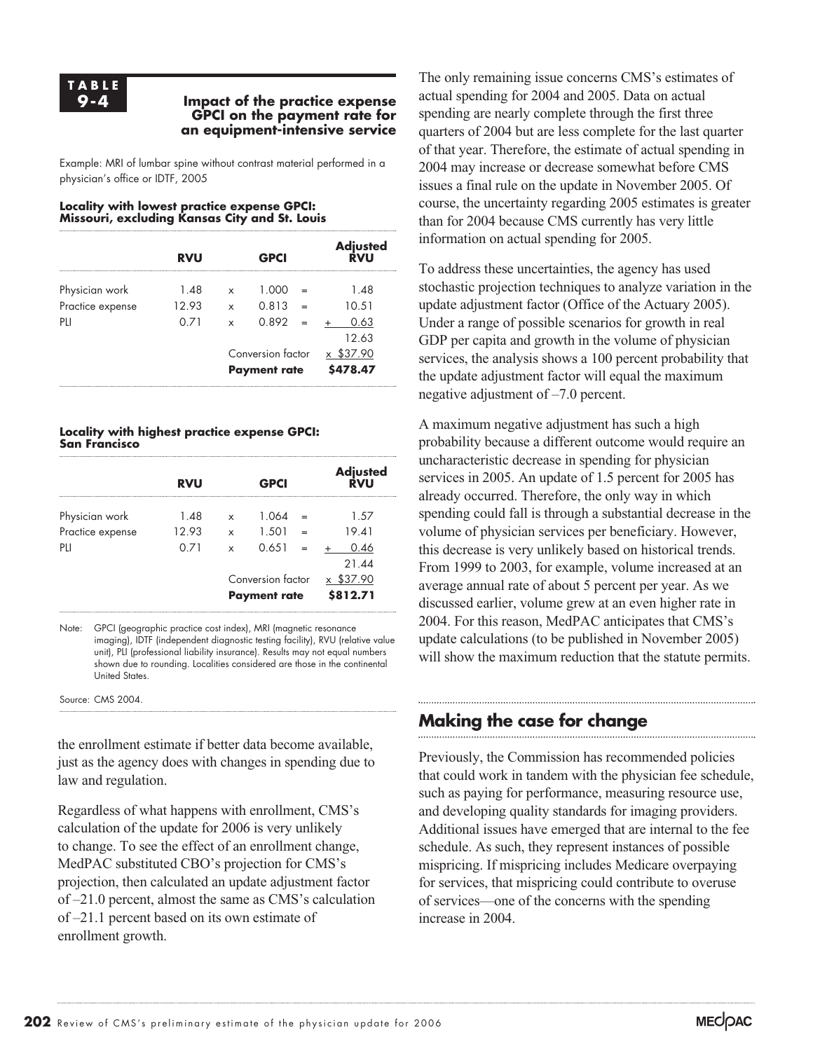**TABLE 9-4**

**Impact of the practice expense GPCI on the payment rate for an equipment-intensive service**

Example: MRI of lumbar spine without contrast material performed in a physician's office or IDTF, 2005

**Locality with lowest practice expense GPCI: Missouri, excluding Kansas City and St. Louis**

| | RVU | | GPCI | | Adjusted RVU |
|---|---|---|---|---|---|
| Physician work | 1.48 | x | 1.000 | = | 1.48 |
| Practice expense | 12.93 | x | 0.813 | = | 10.51 |
| PLI | 0.71 | x | 0.892 | = | + 0.63 |
| | | | | | 12.63 |
| | | | Conversion factor | | x $37.90 |
| | | | **Payment rate** | | **$478.47** |

**Locality with highest practice expense GPCI: San Francisco**

| | RVU | | GPCI | | Adjusted RVU |
|---|---|---|---|---|---|
| Physician work | 1.48 | x | 1.064 | = | 1.57 |
| Practice expense | 12.93 | x | 1.501 | = | 19.41 |
| PLI | 0.71 | x | 0.651 | = | + 0.46 |
| | | | | | 21.44 |
| | | | Conversion factor | | x $37.90 |
| | | | **Payment rate** | | **$812.71** |

Note: GPCI (geographic practice cost index), MRI (magnetic resonance imaging), IDTF (independent diagnostic testing facility), RVU (relative value unit), PLI (professional liability insurance). Results may not equal numbers shown due to rounding. Localities considered are those in the continental United States.

Source: CMS 2004.

the enrollment estimate if better data become available, just as the agency does with changes in spending due to law and regulation.

Regardless of what happens with enrollment, CMS's calculation of the update for 2006 is very unlikely to change. To see the effect of an enrollment change, MedPAC substituted CBO's projection for CMS's projection, then calculated an update adjustment factor of –21.0 percent, almost the same as CMS's calculation of –21.1 percent based on its own estimate of enrollment growth.

The only remaining issue concerns CMS's estimates of actual spending for 2004 and 2005. Data on actual spending are nearly complete through the first three quarters of 2004 but are less complete for the last quarter of that year. Therefore, the estimate of actual spending in 2004 may increase or decrease somewhat before CMS issues a final rule on the update in November 2005. Of course, the uncertainty regarding 2005 estimates is greater than for 2004 because CMS currently has very little information on actual spending for 2005.

To address these uncertainties, the agency has used stochastic projection techniques to analyze variation in the update adjustment factor (Office of the Actuary 2005). Under a range of possible scenarios for growth in real GDP per capita and growth in the volume of physician services, the analysis shows a 100 percent probability that the update adjustment factor will equal the maximum negative adjustment of –7.0 percent.

A maximum negative adjustment has such a high probability because a different outcome would require an uncharacteristic decrease in spending for physician services in 2005. An update of 1.5 percent for 2005 has already occurred. Therefore, the only way in which spending could fall is through a substantial decrease in the volume of physician services per beneficiary. However, this decrease is very unlikely based on historical trends. From 1999 to 2003, for example, volume increased at an average annual rate of about 5 percent per year. As we discussed earlier, volume grew at an even higher rate in 2004. For this reason, MedPAC anticipates that CMS's update calculations (to be published in November 2005) will show the maximum reduction that the statute permits.

## Making the case for change

Previously, the Commission has recommended policies that could work in tandem with the physician fee schedule, such as paying for performance, measuring resource use, and developing quality standards for imaging providers. Additional issues have emerged that are internal to the fee schedule. As such, they represent instances of possible mispricing. If mispricing includes Medicare overpaying for services, that mispricing could contribute to overuse of services—one of the concerns with the spending increase in 2004.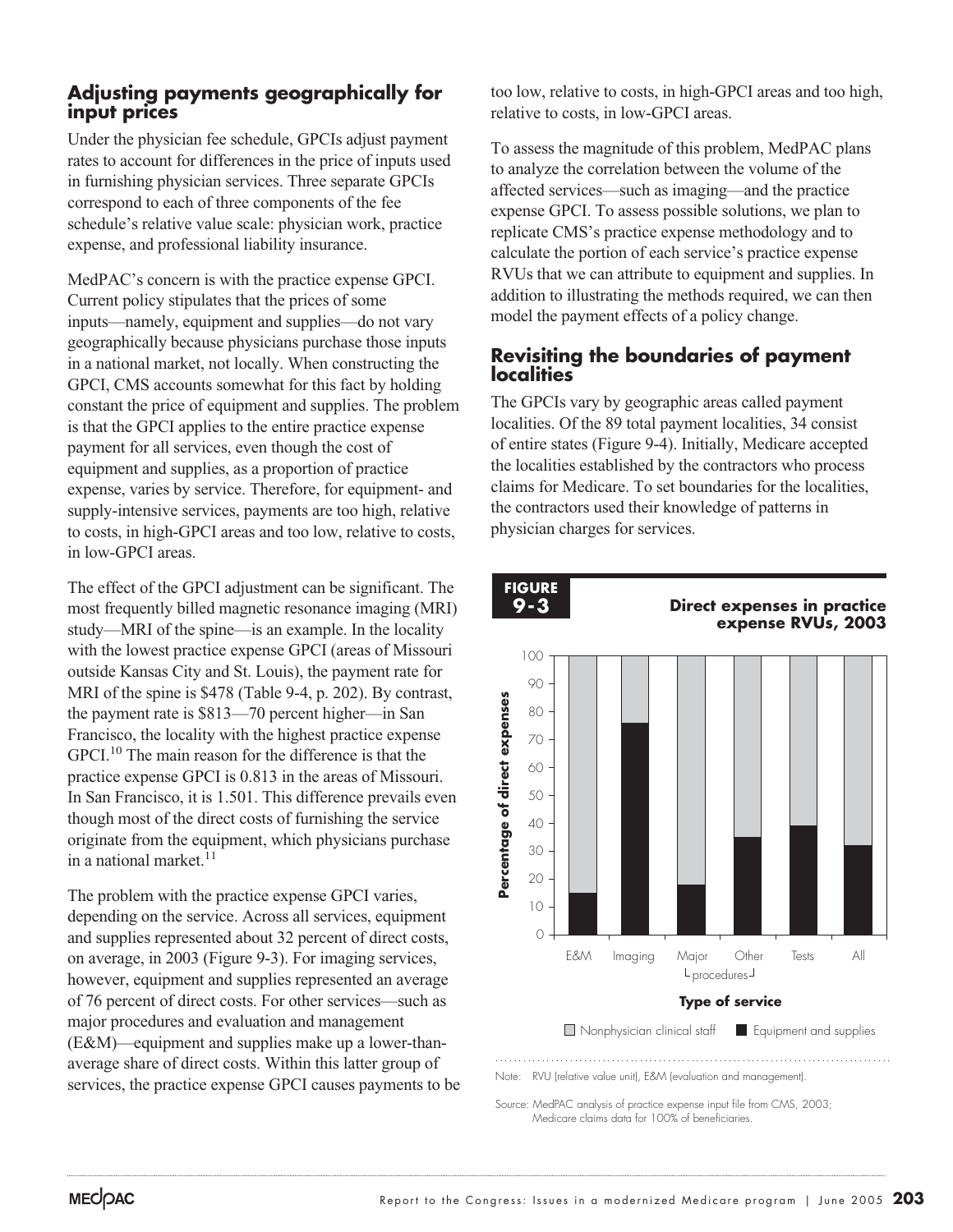## Adjusting payments geographically for input prices

Under the physician fee schedule, GPCIs adjust payment rates to account for differences in the price of inputs used in furnishing physician services. Three separate GPCIs correspond to each of three components of the fee schedule's relative value scale: physician work, practice expense, and professional liability insurance.

MedPAC's concern is with the practice expense GPCI. Current policy stipulates that the prices of some inputs—namely, equipment and supplies—do not vary geographically because physicians purchase those inputs in a national market, not locally. When constructing the GPCI, CMS accounts somewhat for this fact by holding constant the price of equipment and supplies. The problem is that the GPCI applies to the entire practice expense payment for all services, even though the cost of equipment and supplies, as a proportion of practice expense, varies by service. Therefore, for equipment- and supply-intensive services, payments are too high, relative to costs, in high-GPCI areas and too low, relative to costs, in low-GPCI areas.

The effect of the GPCI adjustment can be significant. The most frequently billed magnetic resonance imaging (MRI) study—MRI of the spine—is an example. In the locality with the lowest practice expense GPCI (areas of Missouri outside Kansas City and St. Louis), the payment rate for MRI of the spine is $478 (Table 9-4, p. 202). By contrast, the payment rate is $813—70 percent higher—in San Francisco, the locality with the highest practice expense GPCI.[10] The main reason for the difference is that the practice expense GPCI is 0.813 in the areas of Missouri. In San Francisco, it is 1.501. This difference prevails even though most of the direct costs of furnishing the service originate from the equipment, which physicians purchase in a national market.[11]

The problem with the practice expense GPCI varies, depending on the service. Across all services, equipment and supplies represented about 32 percent of direct costs, on average, in 2003 (Figure 9-3). For imaging services, however, equipment and supplies represented an average of 76 percent of direct costs. For other services—such as major procedures and evaluation and management (E&M)—equipment and supplies make up a lower-than-average share of direct costs. Within this latter group of services, the practice expense GPCI causes payments to be too low, relative to costs, in high-GPCI areas and too high, relative to costs, in low-GPCI areas.

To assess the magnitude of this problem, MedPAC plans to analyze the correlation between the volume of the affected services—such as imaging—and the practice expense GPCI. To assess possible solutions, we plan to replicate CMS's practice expense methodology and to calculate the portion of each service's practice expense RVUs that we can attribute to equipment and supplies. In addition to illustrating the methods required, we can then model the payment effects of a policy change.

## Revisiting the boundaries of payment localities

The GPCIs vary by geographic areas called payment localities. Of the 89 total payment localities, 34 consist of entire states (Figure 9-4). Initially, Medicare accepted the localities established by the contractors who process claims for Medicare. To set boundaries for the localities, the contractors used their knowledge of patterns in physician charges for services.

**FIGURE 9-3**

**Direct expenses in practice expense RVUs, 2003**

| Type of service | Equipment and supplies (%) | Nonphysician clinical staff (%) |
|---|---|---|
| E&M | 15 | 85 |
| Imaging | 76 | 24 |
| Major procedures | 18 | 82 |
| Other procedures | 35 | 65 |
| Tests | 39 | 61 |
| All | 32 | 68 |

Note: RVU (relative value unit), E&M (evaluation and management).

Source: MedPAC analysis of practice expense input file from CMS, 2003; Medicare claims data for 100% of beneficiaries.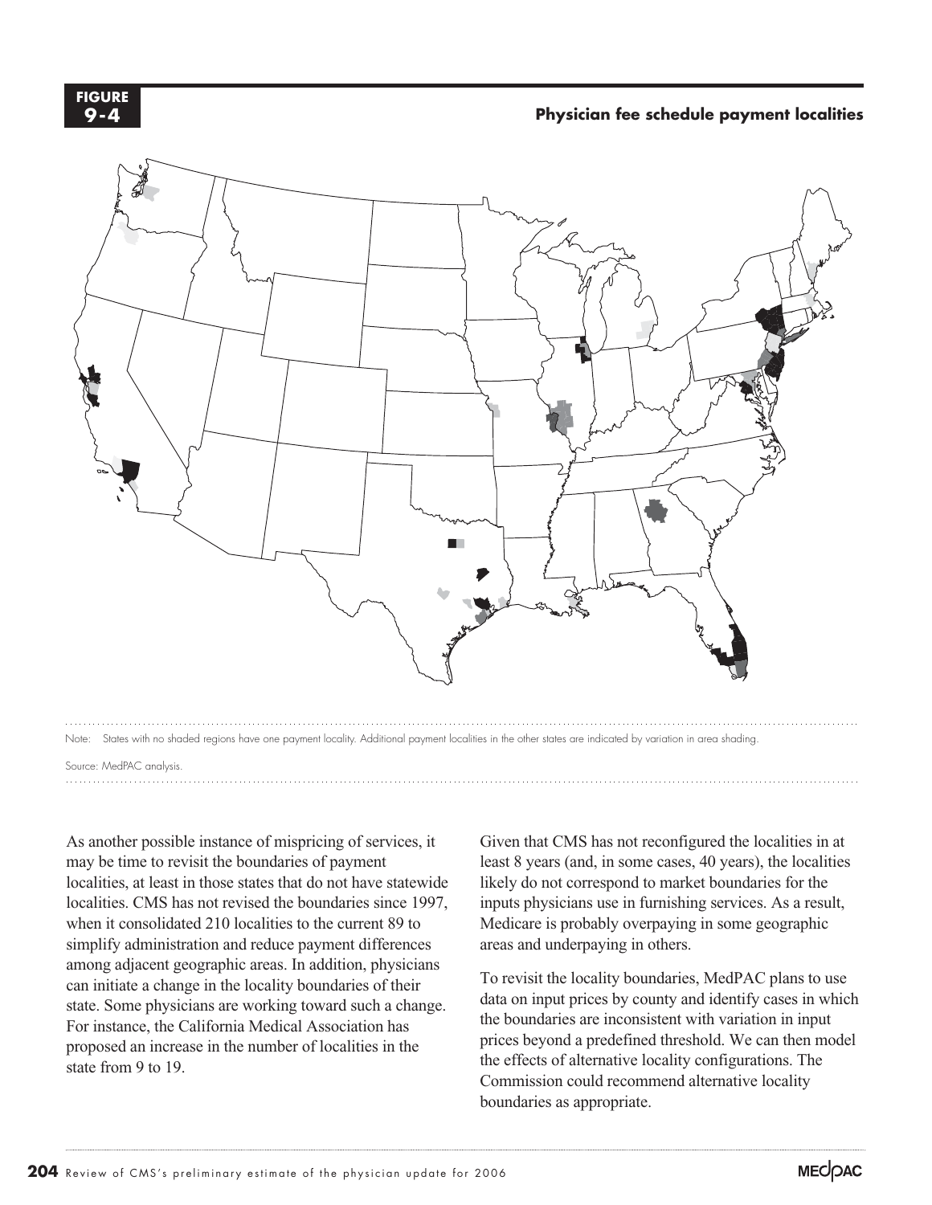**FIGURE 9-4**

**Physician fee schedule payment localities**

Note: States with no shaded regions have one payment locality. Additional payment localities in the other states are indicated by variation in area shading.

Source: MedPAC analysis.

As another possible instance of mispricing of services, it may be time to revisit the boundaries of payment localities, at least in those states that do not have statewide localities. CMS has not revised the boundaries since 1997, when it consolidated 210 localities to the current 89 to simplify administration and reduce payment differences among adjacent geographic areas. In addition, physicians can initiate a change in the locality boundaries of their state. Some physicians are working toward such a change. For instance, the California Medical Association has proposed an increase in the number of localities in the state from 9 to 19.

Given that CMS has not reconfigured the localities in at least 8 years (and, in some cases, 40 years), the localities likely do not correspond to market boundaries for the inputs physicians use in furnishing services. As a result, Medicare is probably overpaying in some geographic areas and underpaying in others.

To revisit the locality boundaries, MedPAC plans to use data on input prices by county and identify cases in which the boundaries are inconsistent with variation in input prices beyond a predefined threshold. We can then model the effects of alternative locality configurations. The Commission could recommend alternative locality boundaries as appropriate.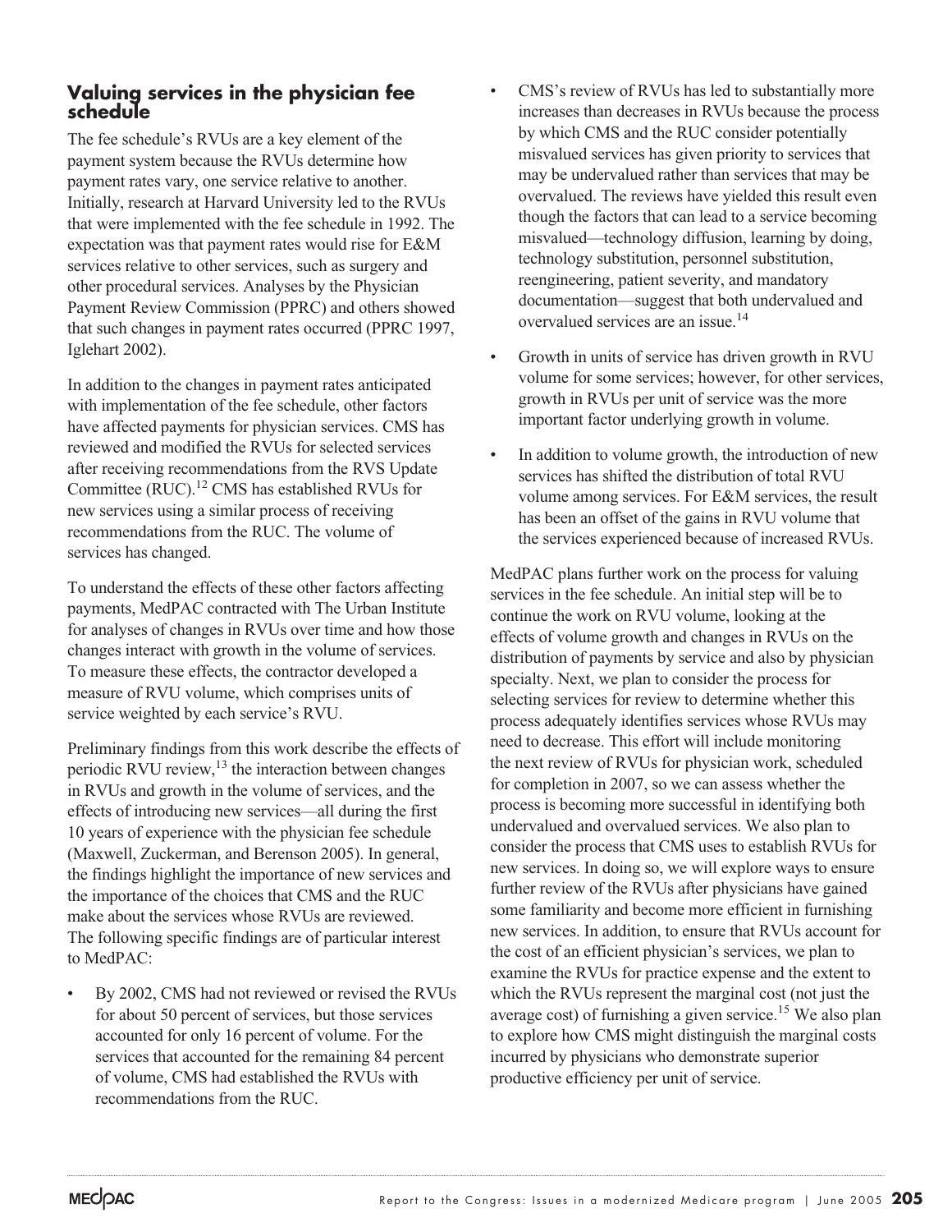## Valuing services in the physician fee schedule

The fee schedule's RVUs are a key element of the payment system because the RVUs determine how payment rates vary, one service relative to another. Initially, research at Harvard University led to the RVUs that were implemented with the fee schedule in 1992. The expectation was that payment rates would rise for E&M services relative to other services, such as surgery and other procedural services. Analyses by the Physician Payment Review Commission (PPRC) and others showed that such changes in payment rates occurred (PPRC 1997, Iglehart 2002).

In addition to the changes in payment rates anticipated with implementation of the fee schedule, other factors have affected payments for physician services. CMS has reviewed and modified the RVUs for selected services after receiving recommendations from the RVS Update Committee (RUC).[12] CMS has established RVUs for new services using a similar process of receiving recommendations from the RUC. The volume of services has changed.

To understand the effects of these other factors affecting payments, MedPAC contracted with The Urban Institute for analyses of changes in RVUs over time and how those changes interact with growth in the volume of services. To measure these effects, the contractor developed a measure of RVU volume, which comprises units of service weighted by each service's RVU.

Preliminary findings from this work describe the effects of periodic RVU review,[13] the interaction between changes in RVUs and growth in the volume of services, and the effects of introducing new services—all during the first 10 years of experience with the physician fee schedule (Maxwell, Zuckerman, and Berenson 2005). In general, the findings highlight the importance of new services and the importance of the choices that CMS and the RUC make about the services whose RVUs are reviewed. The following specific findings are of particular interest to MedPAC:

- By 2002, CMS had not reviewed or revised the RVUs for about 50 percent of services, but those services accounted for only 16 percent of volume. For the services that accounted for the remaining 84 percent of volume, CMS had established the RVUs with recommendations from the RUC.
- CMS's review of RVUs has led to substantially more increases than decreases in RVUs because the process by which CMS and the RUC consider potentially misvalued services has given priority to services that may be undervalued rather than services that may be overvalued. The reviews have yielded this result even though the factors that can lead to a service becoming misvalued—technology diffusion, learning by doing, technology substitution, personnel substitution, reengineering, patient severity, and mandatory documentation—suggest that both undervalued and overvalued services are an issue.[14]
- Growth in units of service has driven growth in RVU volume for some services; however, for other services, growth in RVUs per unit of service was the more important factor underlying growth in volume.
- In addition to volume growth, the introduction of new services has shifted the distribution of total RVU volume among services. For E&M services, the result has been an offset of the gains in RVU volume that the services experienced because of increased RVUs.

MedPAC plans further work on the process for valuing services in the fee schedule. An initial step will be to continue the work on RVU volume, looking at the effects of volume growth and changes in RVUs on the distribution of payments by service and also by physician specialty. Next, we plan to consider the process for selecting services for review to determine whether this process adequately identifies services whose RVUs may need to decrease. This effort will include monitoring the next review of RVUs for physician work, scheduled for completion in 2007, so we can assess whether the process is becoming more successful in identifying both undervalued and overvalued services. We also plan to consider the process that CMS uses to establish RVUs for new services. In doing so, we will explore ways to ensure further review of the RVUs after physicians have gained some familiarity and become more efficient in furnishing new services. In addition, to ensure that RVUs account for the cost of an efficient physician's services, we plan to examine the RVUs for practice expense and the extent to which the RVUs represent the marginal cost (not just the average cost) of furnishing a given service.[15] We also plan to explore how CMS might distinguish the marginal costs incurred by physicians who demonstrate superior productive efficiency per unit of service.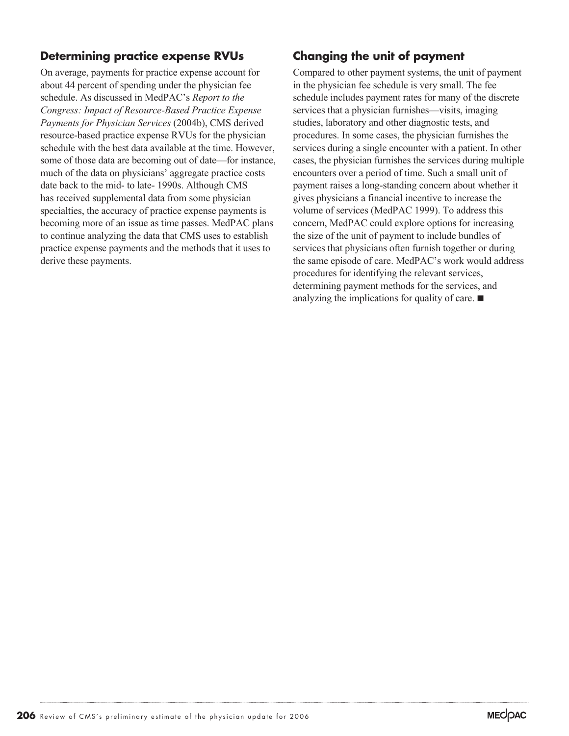### Determining practice expense RVUs

On average, payments for practice expense account for about 44 percent of spending under the physician fee schedule. As discussed in MedPAC's *Report to the Congress: Impact of Resource-Based Practice Expense Payments for Physician Services* (2004b), CMS derived resource-based practice expense RVUs for the physician schedule with the best data available at the time. However, some of those data are becoming out of date—for instance, much of the data on physicians' aggregate practice costs date back to the mid- to late- 1990s. Although CMS has received supplemental data from some physician specialties, the accuracy of practice expense payments is becoming more of an issue as time passes. MedPAC plans to continue analyzing the data that CMS uses to establish practice expense payments and the methods that it uses to derive these payments.

### Changing the unit of payment

Compared to other payment systems, the unit of payment in the physician fee schedule is very small. The fee schedule includes payment rates for many of the discrete services that a physician furnishes—visits, imaging studies, laboratory and other diagnostic tests, and procedures. In some cases, the physician furnishes the services during a single encounter with a patient. In other cases, the physician furnishes the services during multiple encounters over a period of time. Such a small unit of payment raises a long-standing concern about whether it gives physicians a financial incentive to increase the volume of services (MedPAC 1999). To address this concern, MedPAC could explore options for increasing the size of the unit of payment to include bundles of services that physicians often furnish together or during the same episode of care. MedPAC's work would address procedures for identifying the relevant services, determining payment methods for the services, and analyzing the implications for quality of care. ■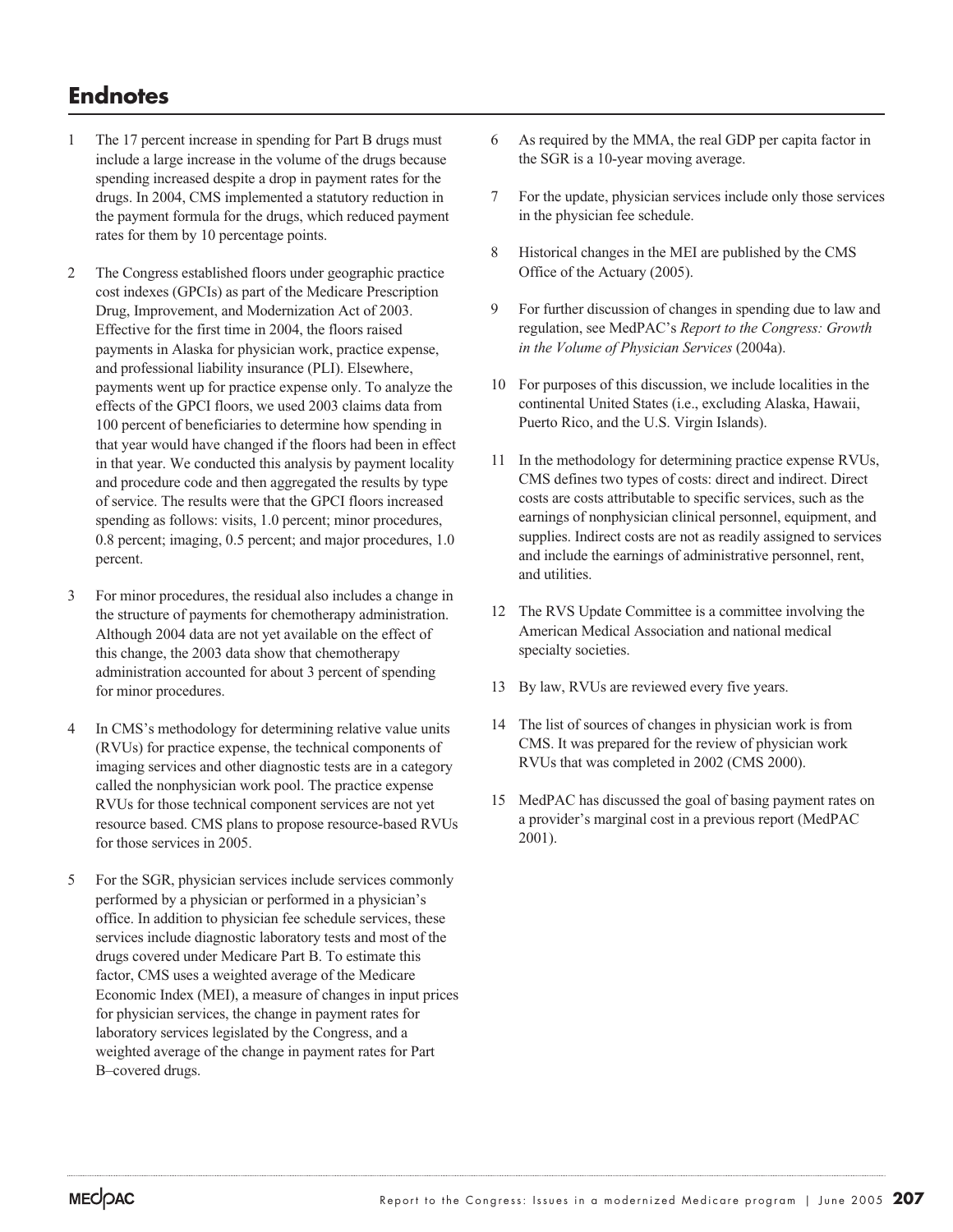# Endnotes

1. The 17 percent increase in spending for Part B drugs must include a large increase in the volume of the drugs because spending increased despite a drop in payment rates for the drugs. In 2004, CMS implemented a statutory reduction in the payment formula for the drugs, which reduced payment rates for them by 10 percentage points.

2. The Congress established floors under geographic practice cost indexes (GPCIs) as part of the Medicare Prescription Drug, Improvement, and Modernization Act of 2003. Effective for the first time in 2004, the floors raised payments in Alaska for physician work, practice expense, and professional liability insurance (PLI). Elsewhere, payments went up for practice expense only. To analyze the effects of the GPCI floors, we used 2003 claims data from 100 percent of beneficiaries to determine how spending in that year would have changed if the floors had been in effect in that year. We conducted this analysis by payment locality and procedure code and then aggregated the results by type of service. The results were that the GPCI floors increased spending as follows: visits, 1.0 percent; minor procedures, 0.8 percent; imaging, 0.5 percent; and major procedures, 1.0 percent.

3. For minor procedures, the residual also includes a change in the structure of payments for chemotherapy administration. Although 2004 data are not yet available on the effect of this change, the 2003 data show that chemotherapy administration accounted for about 3 percent of spending for minor procedures.

4. In CMS's methodology for determining relative value units (RVUs) for practice expense, the technical components of imaging services and other diagnostic tests are in a category called the nonphysician work pool. The practice expense RVUs for those technical component services are not yet resource based. CMS plans to propose resource-based RVUs for those services in 2005.

5. For the SGR, physician services include services commonly performed by a physician or performed in a physician's office. In addition to physician fee schedule services, these services include diagnostic laboratory tests and most of the drugs covered under Medicare Part B. To estimate this factor, CMS uses a weighted average of the Medicare Economic Index (MEI), a measure of changes in input prices for physician services, the change in payment rates for laboratory services legislated by the Congress, and a weighted average of the change in payment rates for Part B–covered drugs.

6. As required by the MMA, the real GDP per capita factor in the SGR is a 10-year moving average.

7. For the update, physician services include only those services in the physician fee schedule.

8. Historical changes in the MEI are published by the CMS Office of the Actuary (2005).

9. For further discussion of changes in spending due to law and regulation, see MedPAC's *Report to the Congress: Growth in the Volume of Physician Services* (2004a).

10. For purposes of this discussion, we include localities in the continental United States (i.e., excluding Alaska, Hawaii, Puerto Rico, and the U.S. Virgin Islands).

11. In the methodology for determining practice expense RVUs, CMS defines two types of costs: direct and indirect. Direct costs are costs attributable to specific services, such as the earnings of nonphysician clinical personnel, equipment, and supplies. Indirect costs are not as readily assigned to services and include the earnings of administrative personnel, rent, and utilities.

12. The RVS Update Committee is a committee involving the American Medical Association and national medical specialty societies.

13. By law, RVUs are reviewed every five years.

14. The list of sources of changes in physician work is from CMS. It was prepared for the review of physician work RVUs that was completed in 2002 (CMS 2000).

15. MedPAC has discussed the goal of basing payment rates on a provider's marginal cost in a previous report (MedPAC 2001).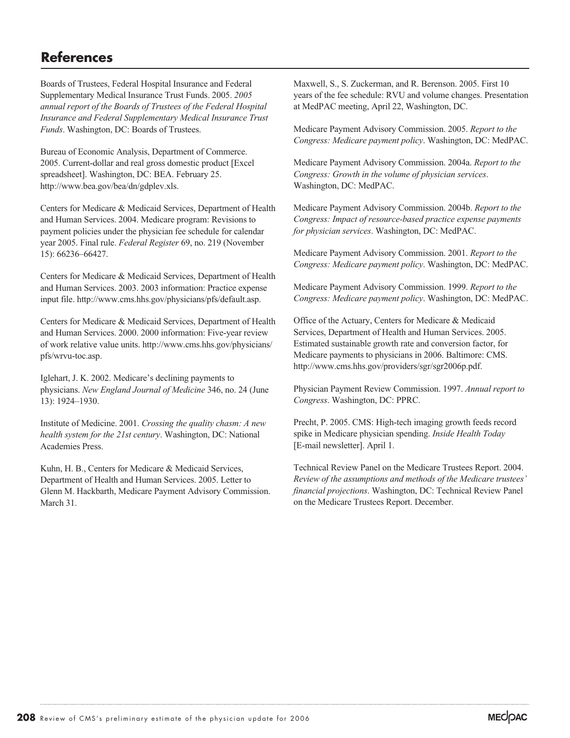## References

Boards of Trustees, Federal Hospital Insurance and Federal Supplementary Medical Insurance Trust Funds. 2005. *2005 annual report of the Boards of Trustees of the Federal Hospital Insurance and Federal Supplementary Medical Insurance Trust Funds*. Washington, DC: Boards of Trustees.

Bureau of Economic Analysis, Department of Commerce. 2005. Current-dollar and real gross domestic product [Excel spreadsheet]. Washington, DC: BEA. February 25. http://www.bea.gov/bea/dn/gdplev.xls.

Centers for Medicare & Medicaid Services, Department of Health and Human Services. 2004. Medicare program: Revisions to payment policies under the physician fee schedule for calendar year 2005. Final rule. *Federal Register* 69, no. 219 (November 15): 66236–66427.

Centers for Medicare & Medicaid Services, Department of Health and Human Services. 2003. 2003 information: Practice expense input file. http://www.cms.hhs.gov/physicians/pfs/default.asp.

Centers for Medicare & Medicaid Services, Department of Health and Human Services. 2000. 2000 information: Five-year review of work relative value units. http://www.cms.hhs.gov/physicians/pfs/wrvu-toc.asp.

Iglehart, J. K. 2002. Medicare's declining payments to physicians. *New England Journal of Medicine* 346, no. 24 (June 13): 1924–1930.

Institute of Medicine. 2001. *Crossing the quality chasm: A new health system for the 21st century*. Washington, DC: National Academies Press.

Kuhn, H. B., Centers for Medicare & Medicaid Services, Department of Health and Human Services. 2005. Letter to Glenn M. Hackbarth, Medicare Payment Advisory Commission. March 31.

Maxwell, S., S. Zuckerman, and R. Berenson. 2005. First 10 years of the fee schedule: RVU and volume changes. Presentation at MedPAC meeting, April 22, Washington, DC.

Medicare Payment Advisory Commission. 2005. *Report to the Congress: Medicare payment policy*. Washington, DC: MedPAC.

Medicare Payment Advisory Commission. 2004a. *Report to the Congress: Growth in the volume of physician services*. Washington, DC: MedPAC.

Medicare Payment Advisory Commission. 2004b. *Report to the Congress: Impact of resource-based practice expense payments for physician services*. Washington, DC: MedPAC.

Medicare Payment Advisory Commission. 2001. *Report to the Congress: Medicare payment policy*. Washington, DC: MedPAC.

Medicare Payment Advisory Commission. 1999. *Report to the Congress: Medicare payment policy*. Washington, DC: MedPAC.

Office of the Actuary, Centers for Medicare & Medicaid Services, Department of Health and Human Services. 2005. Estimated sustainable growth rate and conversion factor, for Medicare payments to physicians in 2006. Baltimore: CMS. http://www.cms.hhs.gov/providers/sgr/sgr2006p.pdf.

Physician Payment Review Commission. 1997. *Annual report to Congress*. Washington, DC: PPRC.

Precht, P. 2005. CMS: High-tech imaging growth feeds record spike in Medicare physician spending. *Inside Health Today* [E-mail newsletter]. April 1.

Technical Review Panel on the Medicare Trustees Report. 2004. *Review of the assumptions and methods of the Medicare trustees' financial projections*. Washington, DC: Technical Review Panel on the Medicare Trustees Report. December.